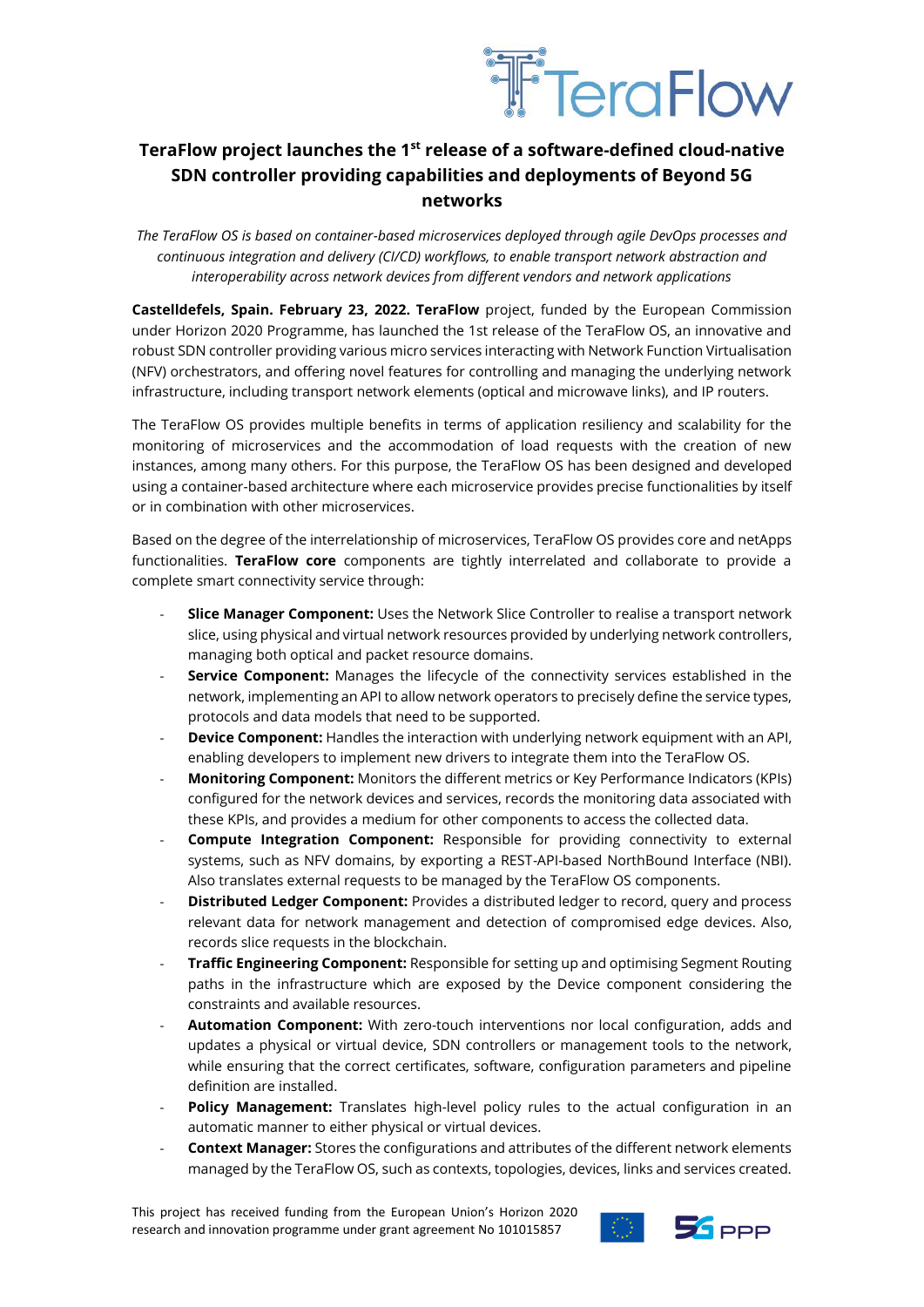# TeraFlow project launches the 1st release of a software-defined cloud-native SDN controller providing capabilities and deployments of Beyond 5G networks

*The TeraFlow OS is based on container-based microservices deployed through agile DevOps processes and continuous integration and delivery (CI/CD) workflows, to enable transport network abstraction and interoperability across network devices from different vendors and network applications*

**Castelldefels, Spain. February 23, 2022. TeraFlow** project, funded by the European Commission under Horizon 2020 Programme, has launched the 1st release of the TeraFlow OS, an innovative and robust SDN controller providing various micro services interacting with Network Function Virtualisation (NFV) orchestrators, and offering novel features for controlling and managing the underlying network infrastructure, including transport network elements (optical and microwave links), and IP routers.

The TeraFlow OS provides multiple benefits in terms of application resiliency and scalability for the monitoring of microservices and the accommodation of load requests with the creation of new instances, among many others. For this purpose, the TeraFlow OS has been designed and developed using a container-based architecture where each microservice provides precise functionalities by itself or in combination with other microservices.

Based on the degree of the interrelationship of microservices, TeraFlow OS provides core and netApps functionalities. **TeraFlow core** components are tightly interrelated and collaborate to provide a complete smart connectivity service through:

- **Slice Manager Component:** Uses the Network Slice Controller to realise a transport network slice, using physical and virtual network resources provided by underlying network controllers, managing both optical and packet resource domains.
- **Service Component:** Manages the lifecycle of the connectivity services established in the network, implementing an API to allow network operators to precisely define the service types, protocols and data models that need to be supported.
- **Device Component:** Handles the interaction with underlying network equipment with an API, enabling developers to implement new drivers to integrate them into the TeraFlow OS.
- **Monitoring Component:** Monitors the different metrics or Key Performance Indicators (KPIs) configured for the network devices and services, records the monitoring data associated with these KPIs, and provides a medium for other components to access the collected data.
- **Compute Integration Component:** Responsible for providing connectivity to external systems, such as NFV domains, by exporting a REST-API-based NorthBound Interface (NBI). Also translates external requests to be managed by the TeraFlow OS components.
- **Distributed Ledger Component:** Provides a distributed ledger to record, query and process relevant data for network management and detection of compromised edge devices. Also, records slice requests in the blockchain.
- **Traffic Engineering Component:** Responsible for setting up and optimising Segment Routing paths in the infrastructure which are exposed by the Device component considering the constraints and available resources.
- **Automation Component:** With zero-touch interventions nor local configuration, adds and updates a physical or virtual device, SDN controllers or management tools to the network, while ensuring that the correct certificates, software, configuration parameters and pipeline definition are installed.
- **Policy Management:** Translates high-level policy rules to the actual configuration in an automatic manner to either physical or virtual devices.
- **Context Manager:** Stores the configurations and attributes of the different network elements managed by the TeraFlow OS, such as contexts, topologies, devices, links and services created.

This project has received funding from the European Union's Horizon 2020 research and innovation programme under grant agreement No 101015857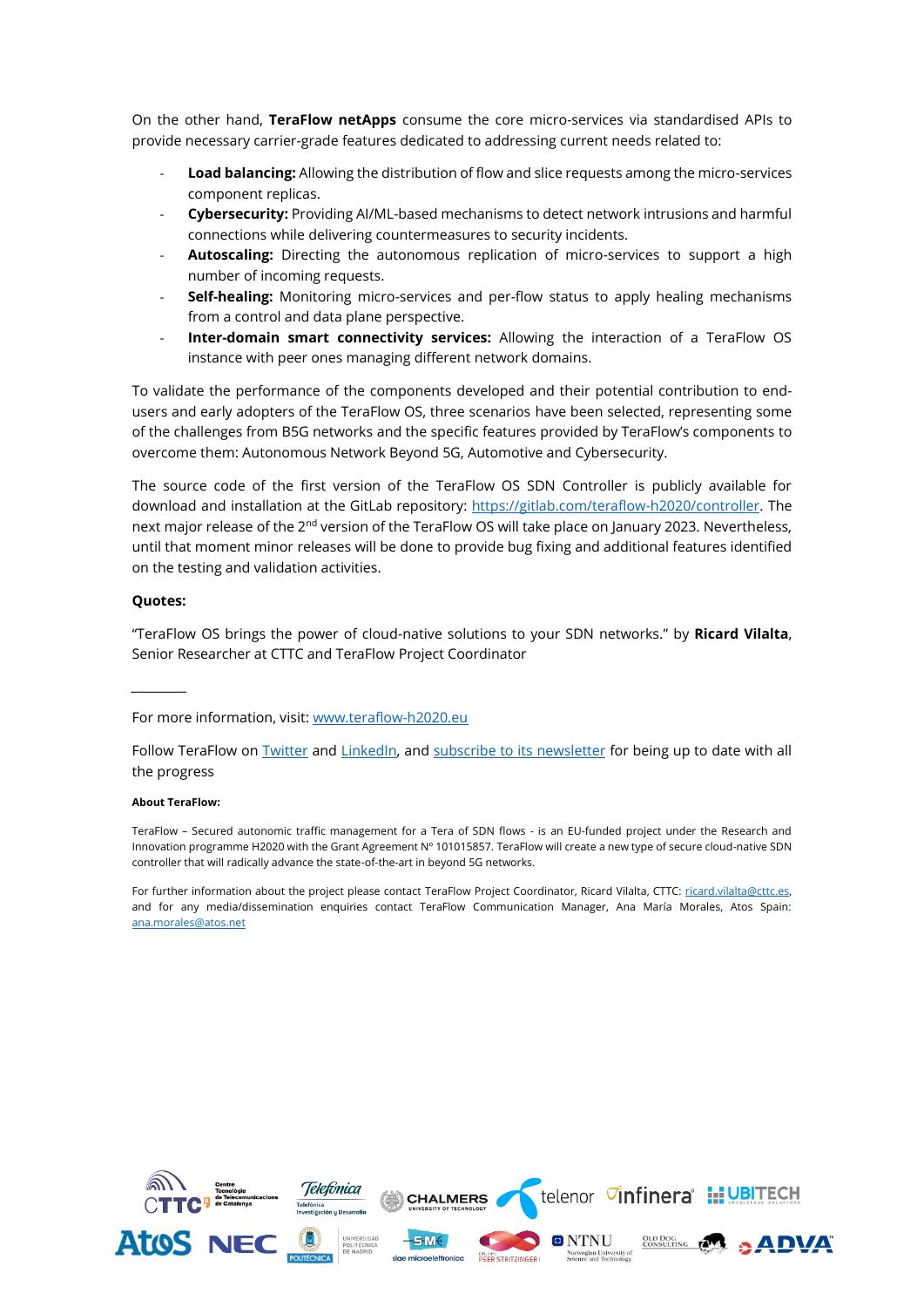On the other hand, **TeraFlow netApps** consume the core micro-services via standardised APIs to provide necessary carrier-grade features dedicated to addressing current needs related to:

- **Load balancing:** Allowing the distribution of flow and slice requests among the micro-services component replicas.
- **Cybersecurity:** Providing AI/ML-based mechanisms to detect network intrusions and harmful connections while delivering countermeasures to security incidents.
- **Autoscaling:** Directing the autonomous replication of micro-services to support a high number of incoming requests.
- **Self-healing:** Monitoring micro-services and per-flow status to apply healing mechanisms from a control and data plane perspective.
- **Inter-domain smart connectivity services:** Allowing the interaction of a TeraFlow OS instance with peer ones managing different network domains.

To validate the performance of the components developed and their potential contribution to end-users and early adopters of the TeraFlow OS, three scenarios have been selected, representing some of the challenges from B5G networks and the specific features provided by TeraFlow's components to overcome them: Autonomous Network Beyond 5G, Automotive and Cybersecurity.

The source code of the first version of the TeraFlow OS SDN Controller is publicly available for download and installation at the GitLab repository: [https://gitlab.com/teraflow-h2020/controller](https://gitlab.com/teraflow-h2020/controller). The next major release of the 2nd version of the TeraFlow OS will take place on January 2023. Nevertheless, until that moment minor releases will be done to provide bug fixing and additional features identified on the testing and validation activities.

**Quotes:**

"TeraFlow OS brings the power of cloud-native solutions to your SDN networks." by **Ricard Vilalta**, Senior Researcher at CTTC and TeraFlow Project Coordinator

---

For more information, visit: [www.teraflow-h2020.eu](www.teraflow-h2020.eu)

Follow TeraFlow on Twitter and LinkedIn, and subscribe to its newsletter for being up to date with all the progress

**About TeraFlow:**

TeraFlow – Secured autonomic traffic management for a Tera of SDN flows - is an EU-funded project under the Research and Innovation programme H2020 with the Grant Agreement Nº 101015857. TeraFlow will create a new type of secure cloud-native SDN controller that will radically advance the state-of-the-art in beyond 5G networks.

For further information about the project please contact TeraFlow Project Coordinator, Ricard Vilalta, CTTC: ricard.vilalta@cttc.es, and for any media/dissemination enquiries contact TeraFlow Communication Manager, Ana María Morales, Atos Spain: ana.morales@atos.net